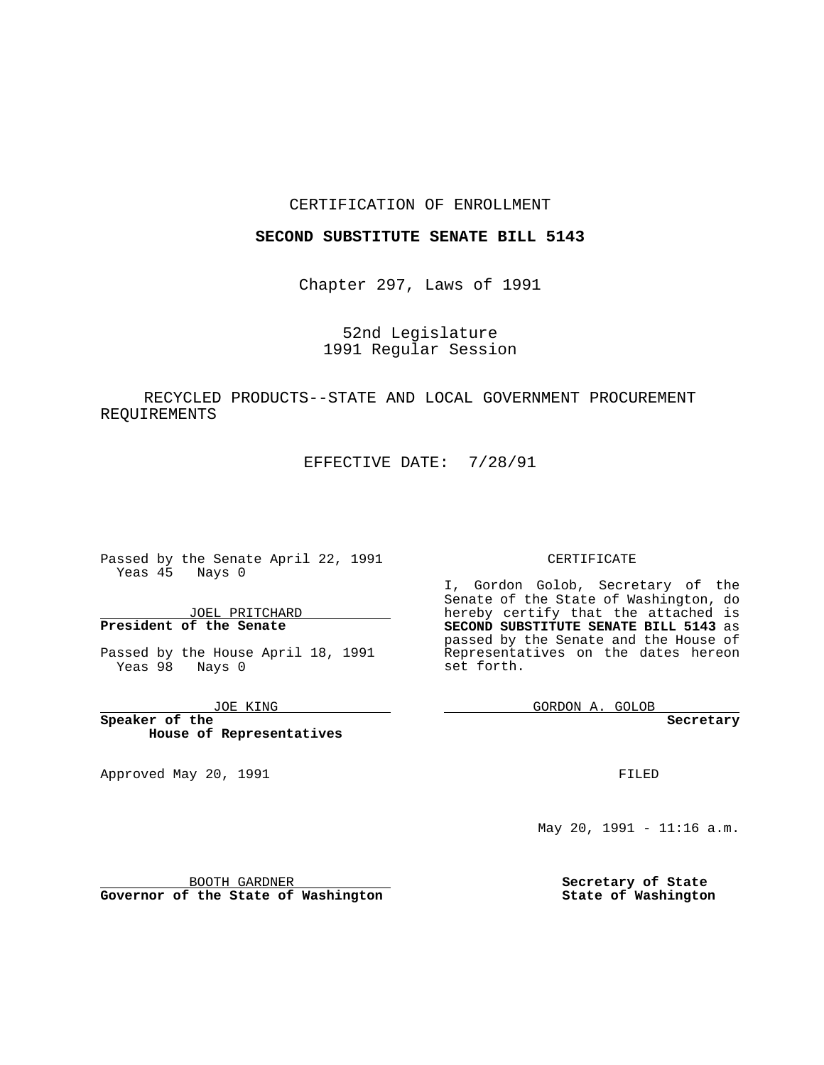CERTIFICATION OF ENROLLMENT

**SECOND SUBSTITUTE SENATE BILL 5143**

Chapter 297, Laws of 1991

52nd Legislature
1991 Regular Session

RECYCLED PRODUCTS--STATE AND LOCAL GOVERNMENT PROCUREMENT REQUIREMENTS

EFFECTIVE DATE: 7/28/91

Passed by the Senate April 22, 1991
Yeas 45 Nays 0

JOEL PRITCHARD
**President of the Senate**

Passed by the House April 18, 1991
Yeas 98 Nays 0

JOE KING
**Speaker of the House of Representatives**

Approved May 20, 1991

BOOTH GARDNER
**Governor of the State of Washington**

CERTIFICATE

I, Gordon Golob, Secretary of the Senate of the State of Washington, do hereby certify that the attached is **SECOND SUBSTITUTE SENATE BILL 5143** as passed by the Senate and the House of Representatives on the dates hereon set forth.

GORDON A. GOLOB
**Secretary**

FILED

May 20, 1991 - 11:16 a.m.

**Secretary of State**
**State of Washington**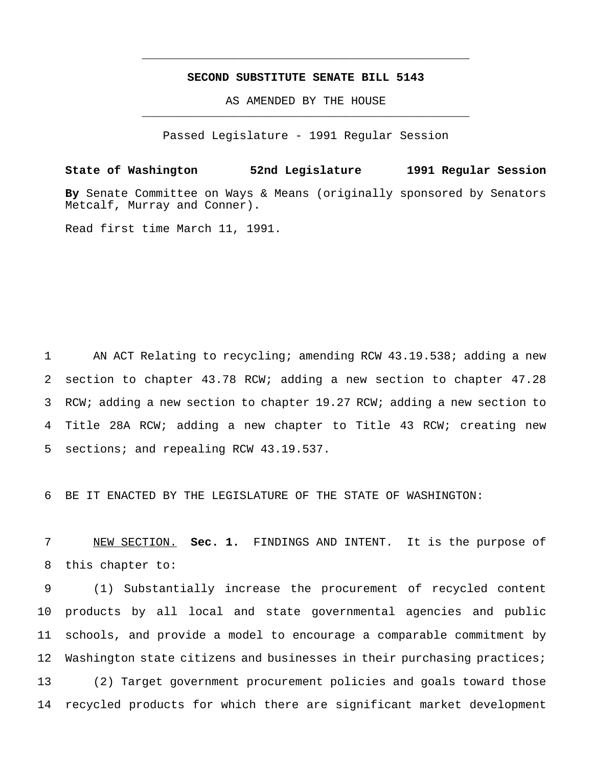**SECOND SUBSTITUTE SENATE BILL 5143**

AS AMENDED BY THE HOUSE

Passed Legislature - 1991 Regular Session

**State of Washington 52nd Legislature 1991 Regular Session**

**By** Senate Committee on Ways & Means (originally sponsored by Senators Metcalf, Murray and Conner).

Read first time March 11, 1991.

AN ACT Relating to recycling; amending RCW 43.19.538; adding a new section to chapter 43.78 RCW; adding a new section to chapter 47.28 RCW; adding a new section to chapter 19.27 RCW; adding a new section to Title 28A RCW; adding a new chapter to Title 43 RCW; creating new sections; and repealing RCW 43.19.537.

BE IT ENACTED BY THE LEGISLATURE OF THE STATE OF WASHINGTON:

NEW SECTION. **Sec. 1.** FINDINGS AND INTENT. It is the purpose of this chapter to:

(1) Substantially increase the procurement of recycled content products by all local and state governmental agencies and public schools, and provide a model to encourage a comparable commitment by Washington state citizens and businesses in their purchasing practices;

(2) Target government procurement policies and goals toward those recycled products for which there are significant market development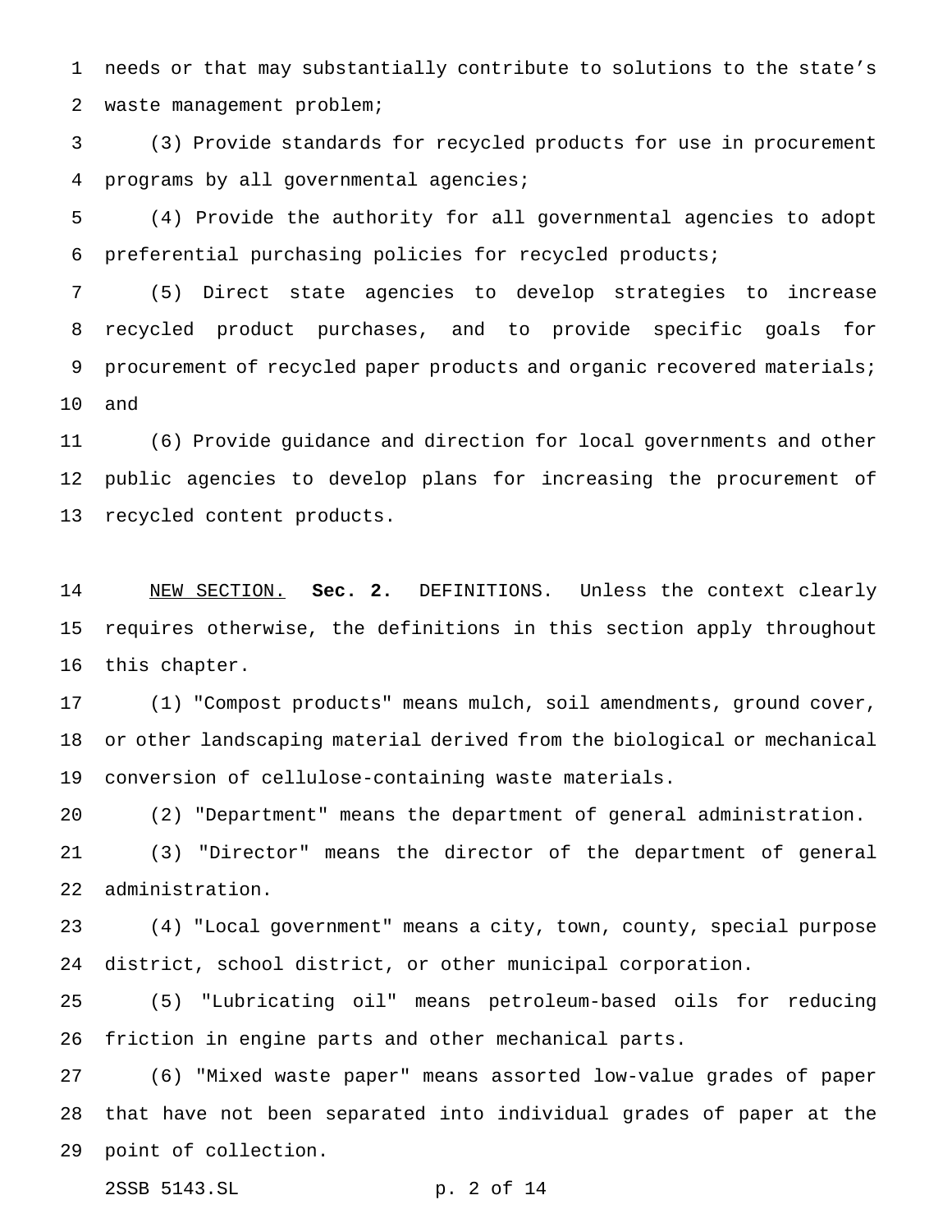needs or that may substantially contribute to solutions to the state's waste management problem;

(3) Provide standards for recycled products for use in procurement programs by all governmental agencies;

(4) Provide the authority for all governmental agencies to adopt preferential purchasing policies for recycled products;

(5) Direct state agencies to develop strategies to increase recycled product purchases, and to provide specific goals for procurement of recycled paper products and organic recovered materials; and

(6) Provide guidance and direction for local governments and other public agencies to develop plans for increasing the procurement of recycled content products.

NEW SECTION. **Sec. 2.** DEFINITIONS. Unless the context clearly requires otherwise, the definitions in this section apply throughout this chapter.

(1) "Compost products" means mulch, soil amendments, ground cover, or other landscaping material derived from the biological or mechanical conversion of cellulose-containing waste materials.

(2) "Department" means the department of general administration.

(3) "Director" means the director of the department of general administration.

(4) "Local government" means a city, town, county, special purpose district, school district, or other municipal corporation.

(5) "Lubricating oil" means petroleum-based oils for reducing friction in engine parts and other mechanical parts.

(6) "Mixed waste paper" means assorted low-value grades of paper that have not been separated into individual grades of paper at the point of collection.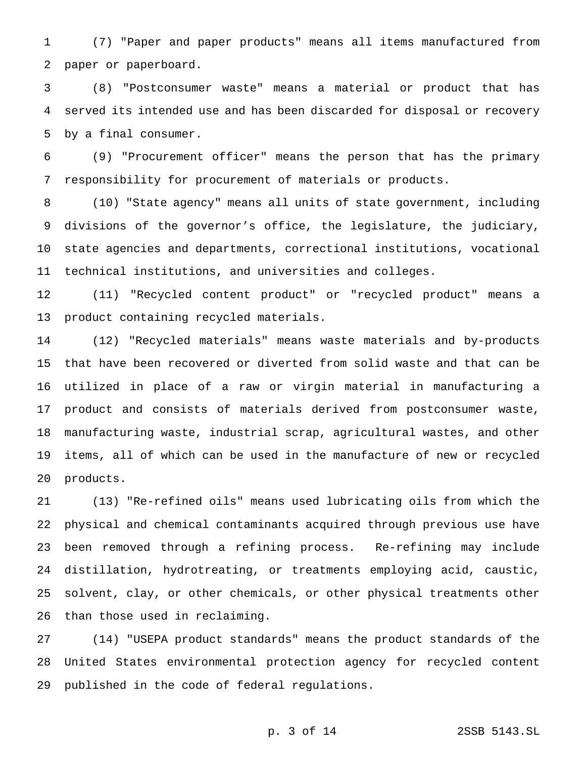(7) "Paper and paper products" means all items manufactured from paper or paperboard.

(8) "Postconsumer waste" means a material or product that has served its intended use and has been discarded for disposal or recovery by a final consumer.

(9) "Procurement officer" means the person that has the primary responsibility for procurement of materials or products.

(10) "State agency" means all units of state government, including divisions of the governor's office, the legislature, the judiciary, state agencies and departments, correctional institutions, vocational technical institutions, and universities and colleges.

(11) "Recycled content product" or "recycled product" means a product containing recycled materials.

(12) "Recycled materials" means waste materials and by-products that have been recovered or diverted from solid waste and that can be utilized in place of a raw or virgin material in manufacturing a product and consists of materials derived from postconsumer waste, manufacturing waste, industrial scrap, agricultural wastes, and other items, all of which can be used in the manufacture of new or recycled products.

(13) "Re-refined oils" means used lubricating oils from which the physical and chemical contaminants acquired through previous use have been removed through a refining process. Re-refining may include distillation, hydrotreating, or treatments employing acid, caustic, solvent, clay, or other chemicals, or other physical treatments other than those used in reclaiming.

(14) "USEPA product standards" means the product standards of the United States environmental protection agency for recycled content published in the code of federal regulations.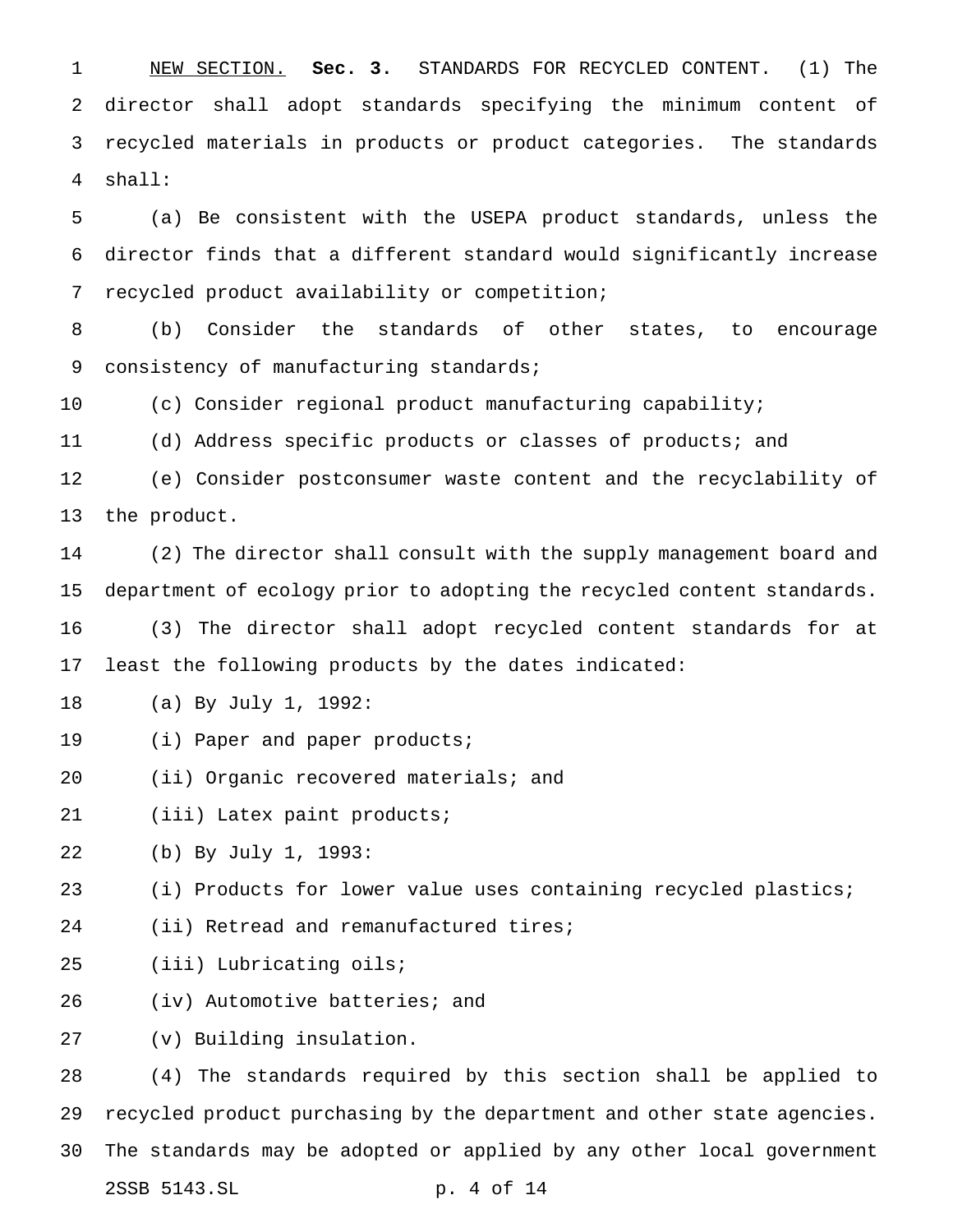NEW SECTION. **Sec. 3.** STANDARDS FOR RECYCLED CONTENT. (1) The director shall adopt standards specifying the minimum content of recycled materials in products or product categories. The standards shall:

(a) Be consistent with the USEPA product standards, unless the director finds that a different standard would significantly increase recycled product availability or competition;

(b) Consider the standards of other states, to encourage consistency of manufacturing standards;

(c) Consider regional product manufacturing capability;

(d) Address specific products or classes of products; and

(e) Consider postconsumer waste content and the recyclability of the product.

(2) The director shall consult with the supply management board and department of ecology prior to adopting the recycled content standards.

(3) The director shall adopt recycled content standards for at least the following products by the dates indicated:

(a) By July 1, 1992:

(i) Paper and paper products;

(ii) Organic recovered materials; and

(iii) Latex paint products;

(b) By July 1, 1993:

(i) Products for lower value uses containing recycled plastics;

(ii) Retread and remanufactured tires;

(iii) Lubricating oils;

(iv) Automotive batteries; and

(v) Building insulation.

(4) The standards required by this section shall be applied to recycled product purchasing by the department and other state agencies. The standards may be adopted or applied by any other local government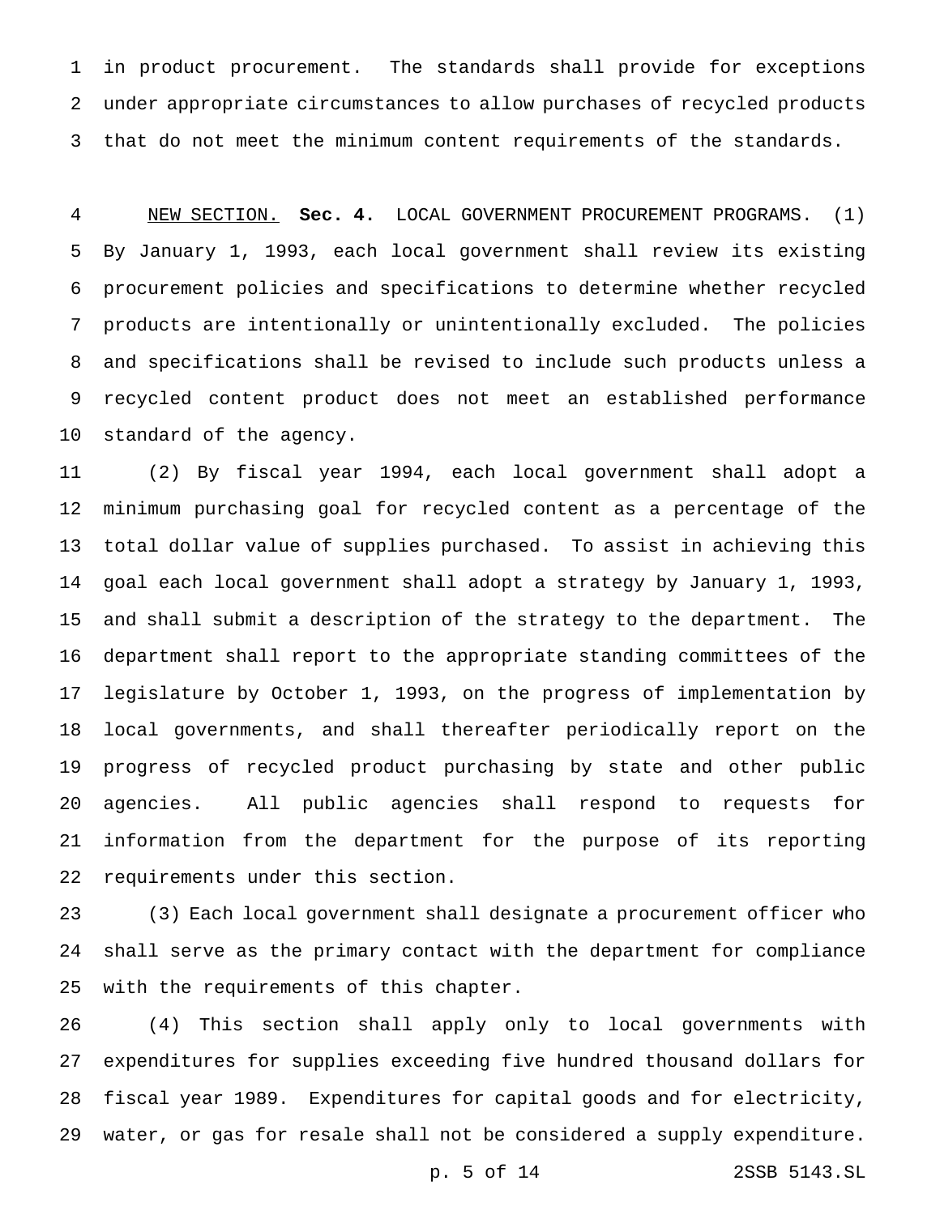in product procurement. The standards shall provide for exceptions under appropriate circumstances to allow purchases of recycled products that do not meet the minimum content requirements of the standards.

NEW SECTION. **Sec. 4.** LOCAL GOVERNMENT PROCUREMENT PROGRAMS. (1) By January 1, 1993, each local government shall review its existing procurement policies and specifications to determine whether recycled products are intentionally or unintentionally excluded. The policies and specifications shall be revised to include such products unless a recycled content product does not meet an established performance standard of the agency.

(2) By fiscal year 1994, each local government shall adopt a minimum purchasing goal for recycled content as a percentage of the total dollar value of supplies purchased. To assist in achieving this goal each local government shall adopt a strategy by January 1, 1993, and shall submit a description of the strategy to the department. The department shall report to the appropriate standing committees of the legislature by October 1, 1993, on the progress of implementation by local governments, and shall thereafter periodically report on the progress of recycled product purchasing by state and other public agencies. All public agencies shall respond to requests for information from the department for the purpose of its reporting requirements under this section.

(3) Each local government shall designate a procurement officer who shall serve as the primary contact with the department for compliance with the requirements of this chapter.

(4) This section shall apply only to local governments with expenditures for supplies exceeding five hundred thousand dollars for fiscal year 1989. Expenditures for capital goods and for electricity, water, or gas for resale shall not be considered a supply expenditure.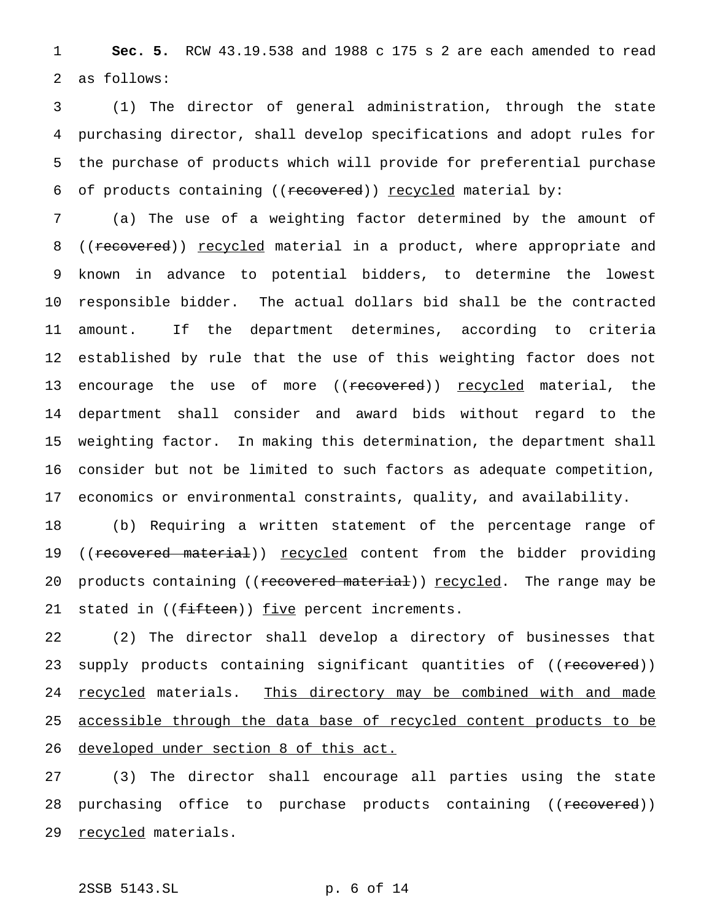**Sec. 5.** RCW 43.19.538 and 1988 c 175 s 2 are each amended to read as follows:

(1) The director of general administration, through the state purchasing director, shall develop specifications and adopt rules for the purchase of products which will provide for preferential purchase of products containing ((~~recovered~~)) <u>recycled</u> material by:

(a) The use of a weighting factor determined by the amount of ((~~recovered~~)) <u>recycled</u> material in a product, where appropriate and known in advance to potential bidders, to determine the lowest responsible bidder. The actual dollars bid shall be the contracted amount. If the department determines, according to criteria established by rule that the use of this weighting factor does not encourage the use of more ((~~recovered~~)) <u>recycled</u> material, the department shall consider and award bids without regard to the weighting factor. In making this determination, the department shall consider but not be limited to such factors as adequate competition, economics or environmental constraints, quality, and availability.

(b) Requiring a written statement of the percentage range of ((~~recovered material~~)) <u>recycled</u> content from the bidder providing products containing ((~~recovered material~~)) <u>recycled</u>. The range may be stated in ((~~fifteen~~)) <u>five</u> percent increments.

(2) The director shall develop a directory of businesses that supply products containing significant quantities of ((~~recovered~~)) <u>recycled</u> materials. <u>This directory may be combined with and made accessible through the data base of recycled content products to be developed under section 8 of this act.</u>

(3) The director shall encourage all parties using the state purchasing office to purchase products containing ((~~recovered~~)) <u>recycled</u> materials.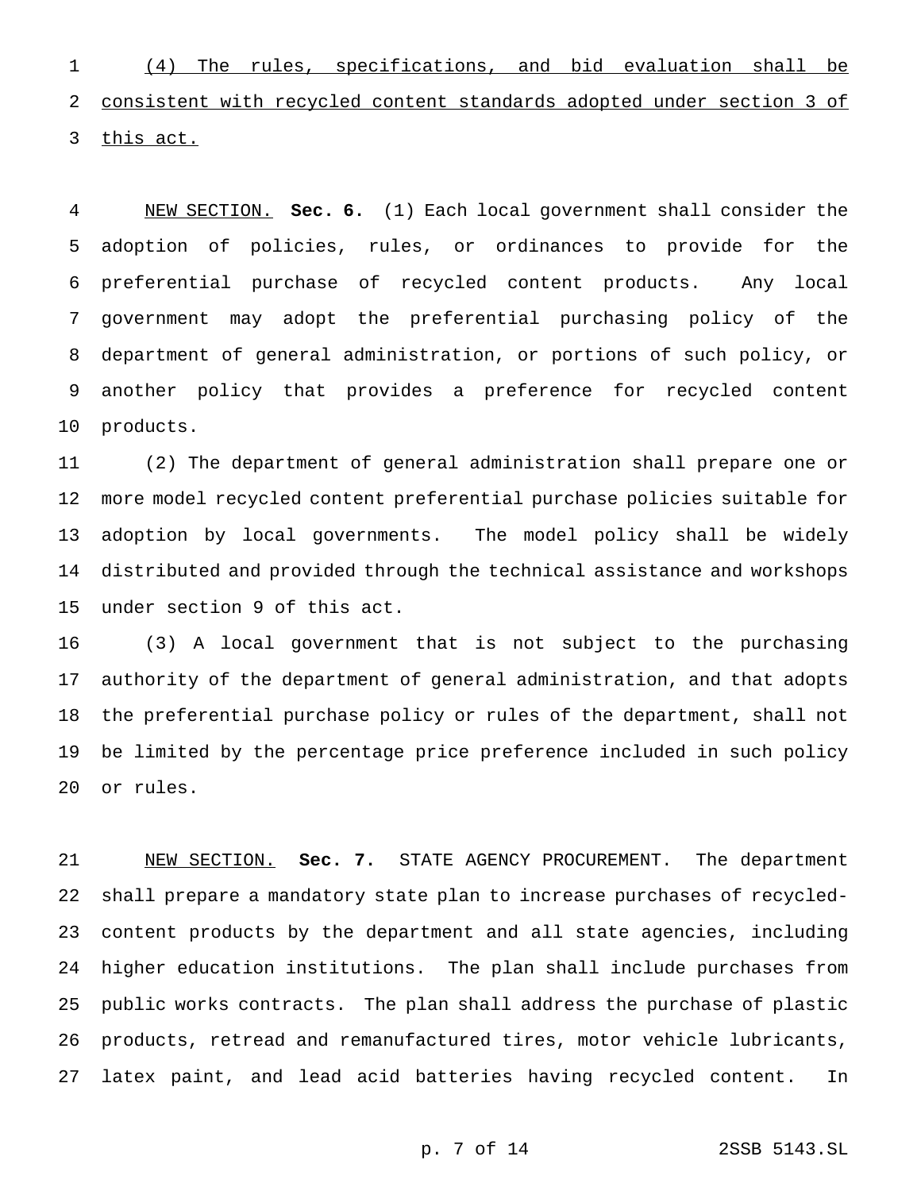<u>(4) The rules, specifications, and bid evaluation shall be consistent with recycled content standards adopted under section 3 of this act.</u>

<u>NEW SECTION.</u> **Sec. 6.** (1) Each local government shall consider the adoption of policies, rules, or ordinances to provide for the preferential purchase of recycled content products. Any local government may adopt the preferential purchasing policy of the department of general administration, or portions of such policy, or another policy that provides a preference for recycled content products.

(2) The department of general administration shall prepare one or more model recycled content preferential purchase policies suitable for adoption by local governments. The model policy shall be widely distributed and provided through the technical assistance and workshops under section 9 of this act.

(3) A local government that is not subject to the purchasing authority of the department of general administration, and that adopts the preferential purchase policy or rules of the department, shall not be limited by the percentage price preference included in such policy or rules.

<u>NEW SECTION.</u> **Sec. 7.** STATE AGENCY PROCUREMENT. The department shall prepare a mandatory state plan to increase purchases of recycled-content products by the department and all state agencies, including higher education institutions. The plan shall include purchases from public works contracts. The plan shall address the purchase of plastic products, retread and remanufactured tires, motor vehicle lubricants, latex paint, and lead acid batteries having recycled content. In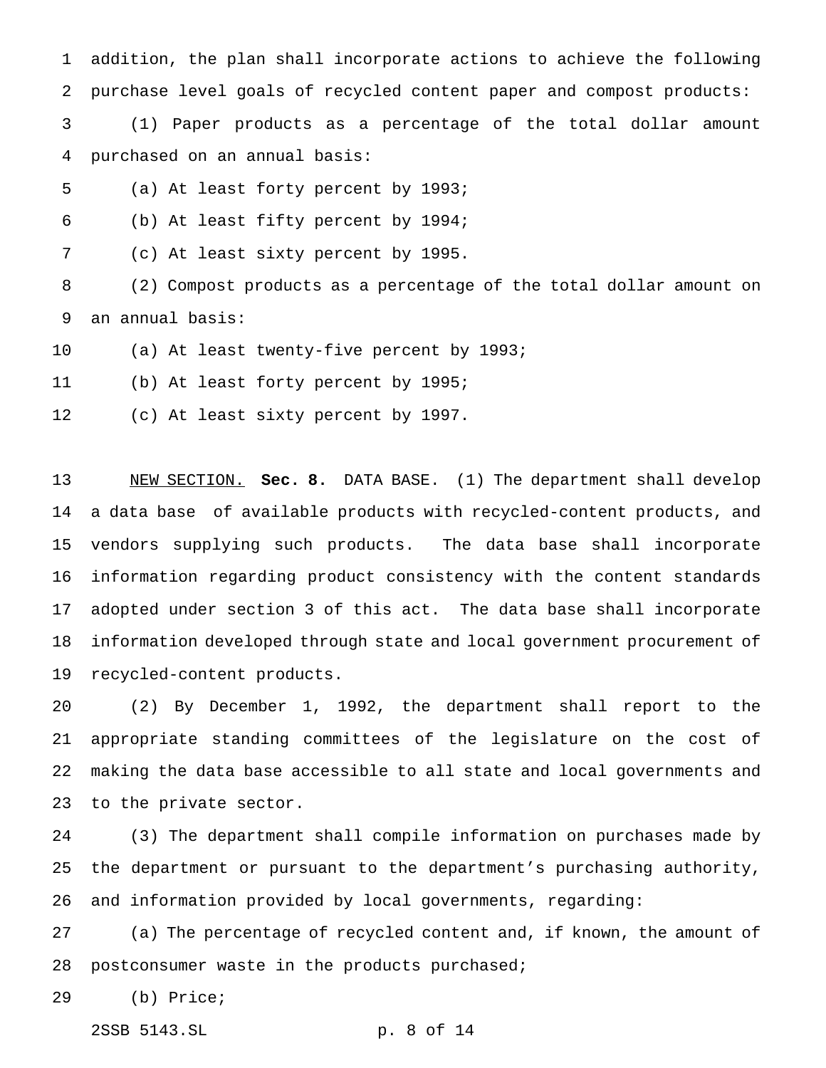addition, the plan shall incorporate actions to achieve the following purchase level goals of recycled content paper and compost products:

(1) Paper products as a percentage of the total dollar amount purchased on an annual basis:

(a) At least forty percent by 1993;

(b) At least fifty percent by 1994;

(c) At least sixty percent by 1995.

(2) Compost products as a percentage of the total dollar amount on an annual basis:

(a) At least twenty-five percent by 1993;

(b) At least forty percent by 1995;

(c) At least sixty percent by 1997.

NEW SECTION. **Sec. 8.** DATA BASE. (1) The department shall develop a data base of available products with recycled-content products, and vendors supplying such products. The data base shall incorporate information regarding product consistency with the content standards adopted under section 3 of this act. The data base shall incorporate information developed through state and local government procurement of recycled-content products.

(2) By December 1, 1992, the department shall report to the appropriate standing committees of the legislature on the cost of making the data base accessible to all state and local governments and to the private sector.

(3) The department shall compile information on purchases made by the department or pursuant to the department's purchasing authority, and information provided by local governments, regarding:

(a) The percentage of recycled content and, if known, the amount of postconsumer waste in the products purchased;

(b) Price;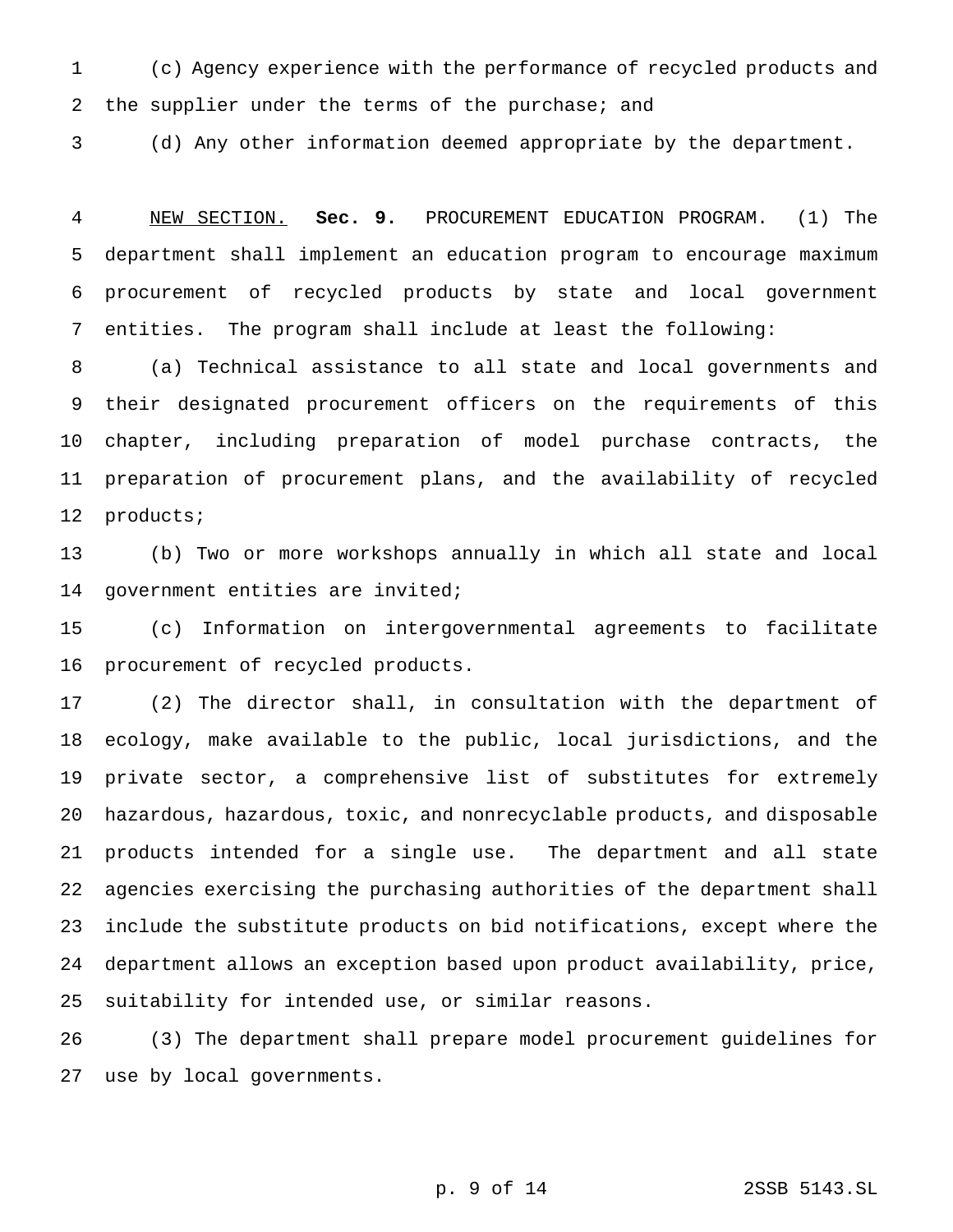(c) Agency experience with the performance of recycled products and the supplier under the terms of the purchase; and

(d) Any other information deemed appropriate by the department.

NEW SECTION. **Sec. 9.** PROCUREMENT EDUCATION PROGRAM. (1) The department shall implement an education program to encourage maximum procurement of recycled products by state and local government entities. The program shall include at least the following:

(a) Technical assistance to all state and local governments and their designated procurement officers on the requirements of this chapter, including preparation of model purchase contracts, the preparation of procurement plans, and the availability of recycled products;

(b) Two or more workshops annually in which all state and local government entities are invited;

(c) Information on intergovernmental agreements to facilitate procurement of recycled products.

(2) The director shall, in consultation with the department of ecology, make available to the public, local jurisdictions, and the private sector, a comprehensive list of substitutes for extremely hazardous, hazardous, toxic, and nonrecyclable products, and disposable products intended for a single use. The department and all state agencies exercising the purchasing authorities of the department shall include the substitute products on bid notifications, except where the department allows an exception based upon product availability, price, suitability for intended use, or similar reasons.

(3) The department shall prepare model procurement guidelines for use by local governments.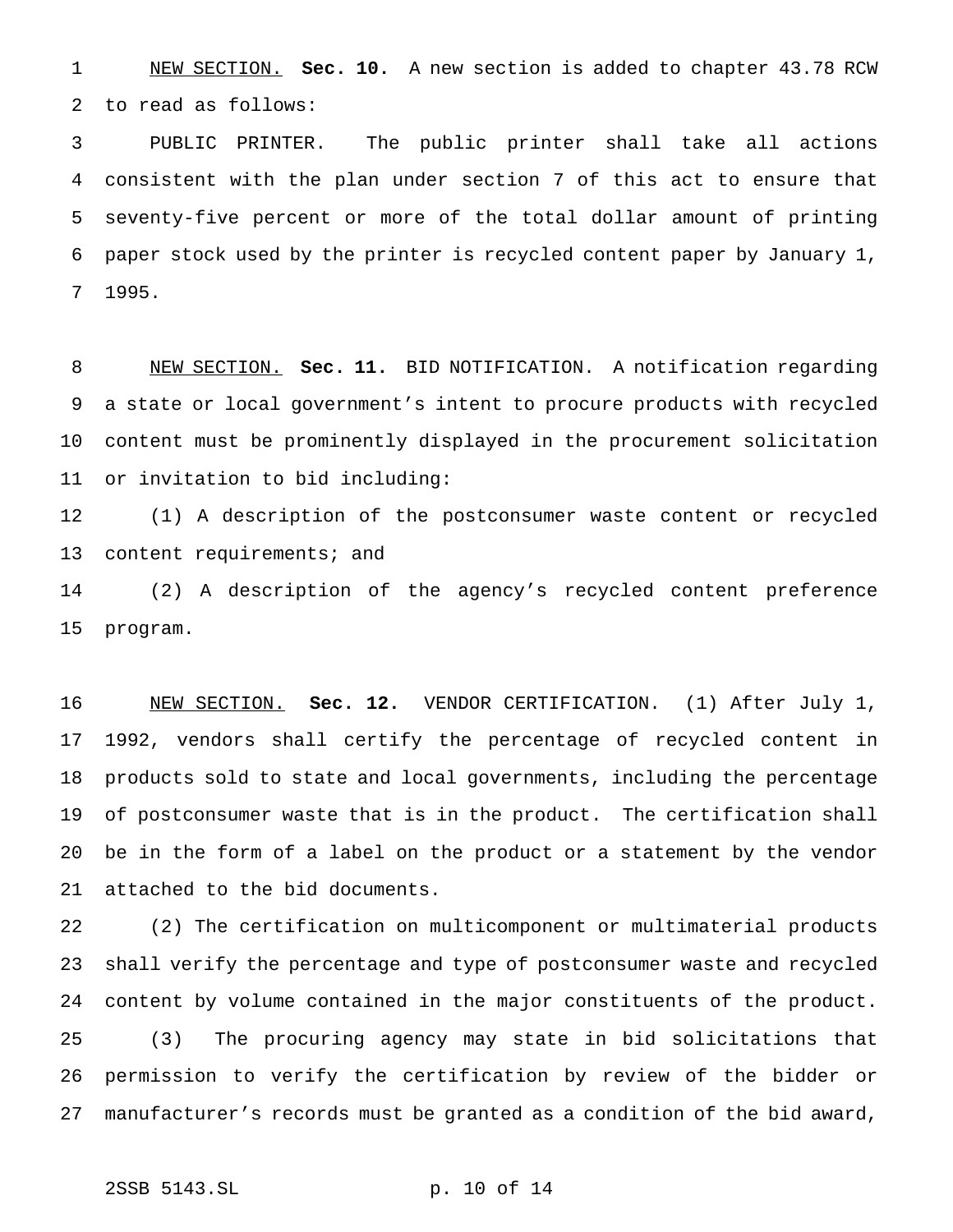NEW SECTION. **Sec. 10.** A new section is added to chapter 43.78 RCW to read as follows:

PUBLIC PRINTER. The public printer shall take all actions consistent with the plan under section 7 of this act to ensure that seventy-five percent or more of the total dollar amount of printing paper stock used by the printer is recycled content paper by January 1, 1995.

NEW SECTION. **Sec. 11.** BID NOTIFICATION. A notification regarding a state or local government's intent to procure products with recycled content must be prominently displayed in the procurement solicitation or invitation to bid including:

(1) A description of the postconsumer waste content or recycled content requirements; and

(2) A description of the agency's recycled content preference program.

NEW SECTION. **Sec. 12.** VENDOR CERTIFICATION. (1) After July 1, 1992, vendors shall certify the percentage of recycled content in products sold to state and local governments, including the percentage of postconsumer waste that is in the product. The certification shall be in the form of a label on the product or a statement by the vendor attached to the bid documents.

(2) The certification on multicomponent or multimaterial products shall verify the percentage and type of postconsumer waste and recycled content by volume contained in the major constituents of the product.

(3) The procuring agency may state in bid solicitations that permission to verify the certification by review of the bidder or manufacturer's records must be granted as a condition of the bid award,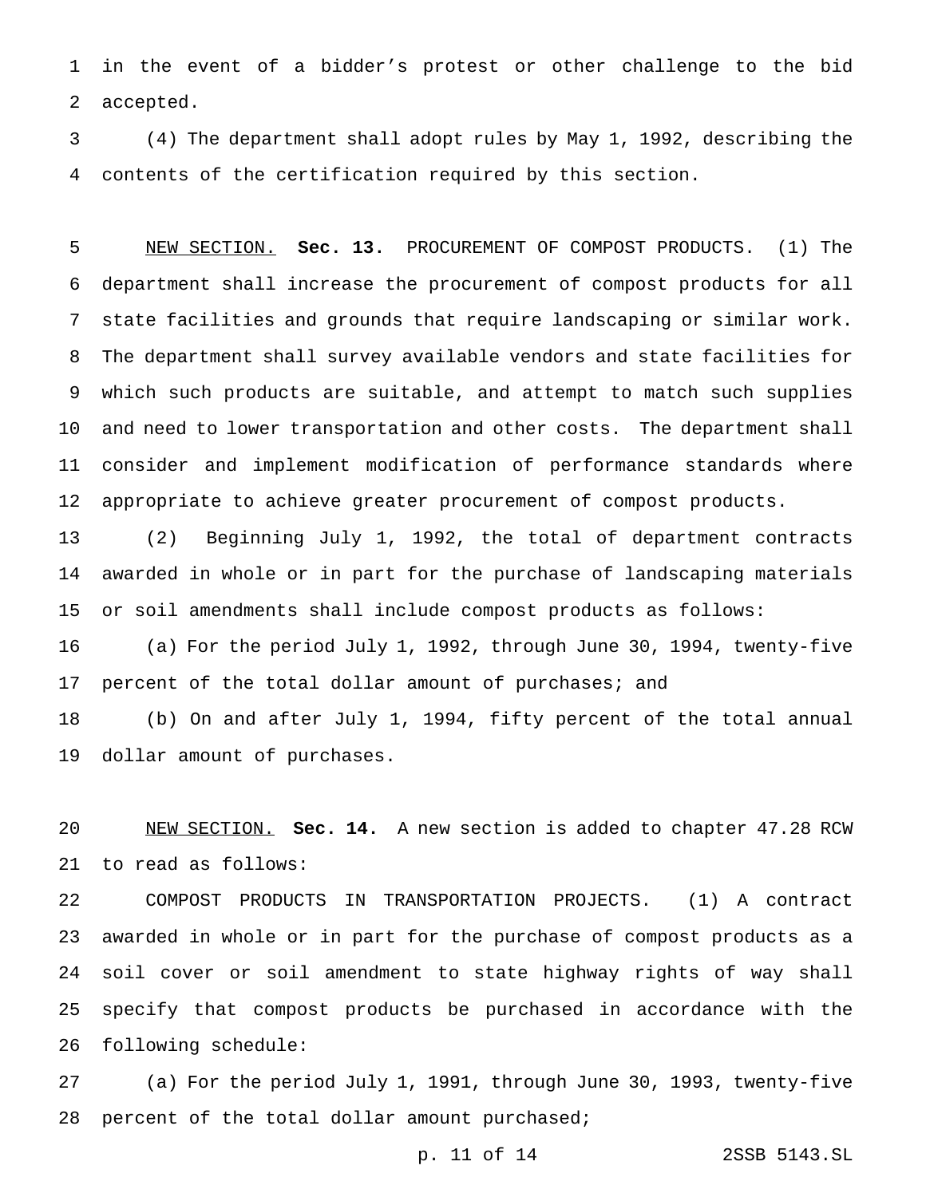in the event of a bidder's protest or other challenge to the bid accepted.

(4) The department shall adopt rules by May 1, 1992, describing the contents of the certification required by this section.

NEW SECTION. **Sec. 13.** PROCUREMENT OF COMPOST PRODUCTS. (1) The department shall increase the procurement of compost products for all state facilities and grounds that require landscaping or similar work. The department shall survey available vendors and state facilities for which such products are suitable, and attempt to match such supplies and need to lower transportation and other costs. The department shall consider and implement modification of performance standards where appropriate to achieve greater procurement of compost products.

(2) Beginning July 1, 1992, the total of department contracts awarded in whole or in part for the purchase of landscaping materials or soil amendments shall include compost products as follows:

(a) For the period July 1, 1992, through June 30, 1994, twenty-five percent of the total dollar amount of purchases; and

(b) On and after July 1, 1994, fifty percent of the total annual dollar amount of purchases.

NEW SECTION. **Sec. 14.** A new section is added to chapter 47.28 RCW to read as follows:

COMPOST PRODUCTS IN TRANSPORTATION PROJECTS. (1) A contract awarded in whole or in part for the purchase of compost products as a soil cover or soil amendment to state highway rights of way shall specify that compost products be purchased in accordance with the following schedule:

(a) For the period July 1, 1991, through June 30, 1993, twenty-five percent of the total dollar amount purchased;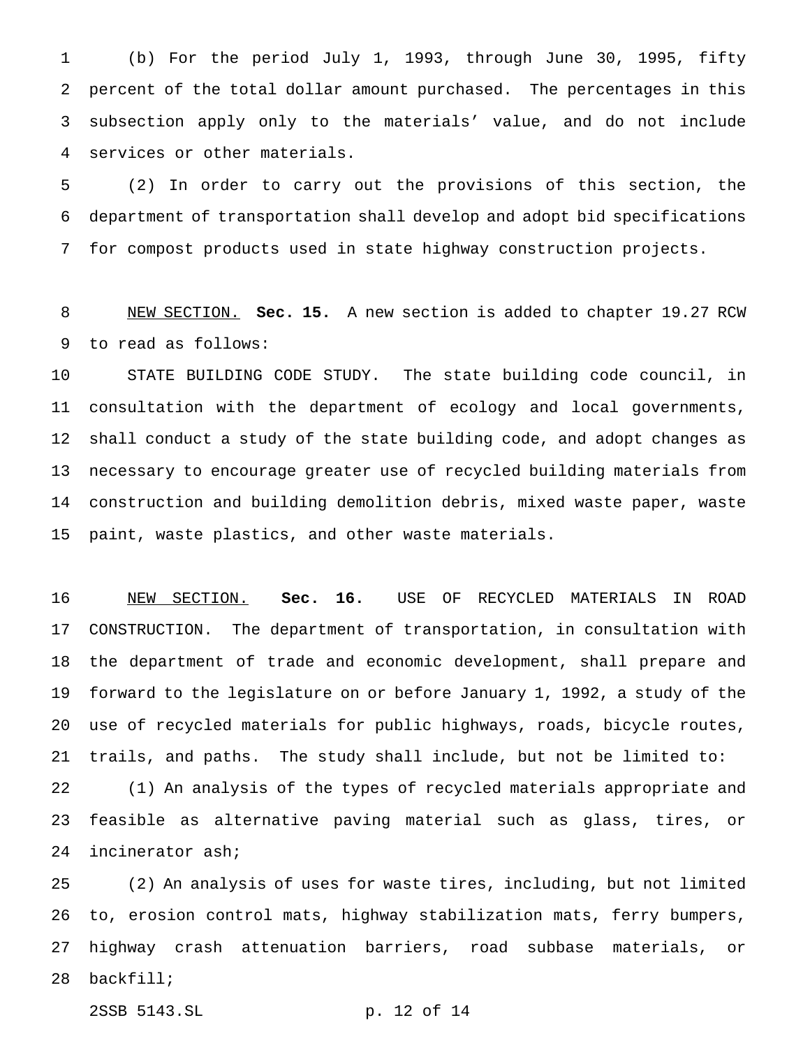(b) For the period July 1, 1993, through June 30, 1995, fifty percent of the total dollar amount purchased. The percentages in this subsection apply only to the materials' value, and do not include services or other materials.

(2) In order to carry out the provisions of this section, the department of transportation shall develop and adopt bid specifications for compost products used in state highway construction projects.

NEW SECTION. **Sec. 15.** A new section is added to chapter 19.27 RCW to read as follows:

STATE BUILDING CODE STUDY. The state building code council, in consultation with the department of ecology and local governments, shall conduct a study of the state building code, and adopt changes as necessary to encourage greater use of recycled building materials from construction and building demolition debris, mixed waste paper, waste paint, waste plastics, and other waste materials.

NEW SECTION. **Sec. 16.** USE OF RECYCLED MATERIALS IN ROAD CONSTRUCTION. The department of transportation, in consultation with the department of trade and economic development, shall prepare and forward to the legislature on or before January 1, 1992, a study of the use of recycled materials for public highways, roads, bicycle routes, trails, and paths. The study shall include, but not be limited to:

(1) An analysis of the types of recycled materials appropriate and feasible as alternative paving material such as glass, tires, or incinerator ash;

(2) An analysis of uses for waste tires, including, but not limited to, erosion control mats, highway stabilization mats, ferry bumpers, highway crash attenuation barriers, road subbase materials, or backfill;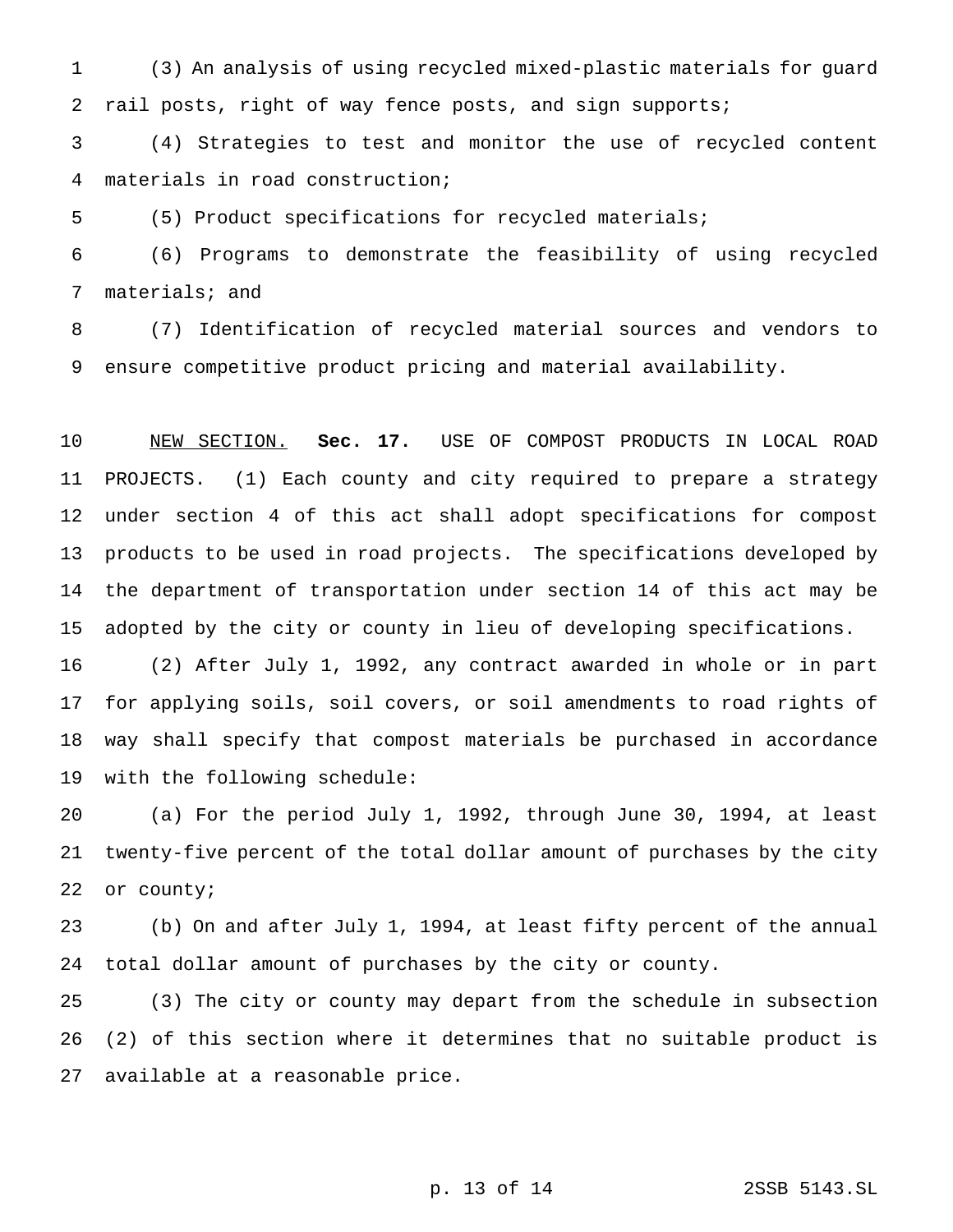(3) An analysis of using recycled mixed-plastic materials for guard rail posts, right of way fence posts, and sign supports;

(4) Strategies to test and monitor the use of recycled content materials in road construction;

(5) Product specifications for recycled materials;

(6) Programs to demonstrate the feasibility of using recycled materials; and

(7) Identification of recycled material sources and vendors to ensure competitive product pricing and material availability.

NEW SECTION. **Sec. 17.** USE OF COMPOST PRODUCTS IN LOCAL ROAD PROJECTS. (1) Each county and city required to prepare a strategy under section 4 of this act shall adopt specifications for compost products to be used in road projects. The specifications developed by the department of transportation under section 14 of this act may be adopted by the city or county in lieu of developing specifications.

(2) After July 1, 1992, any contract awarded in whole or in part for applying soils, soil covers, or soil amendments to road rights of way shall specify that compost materials be purchased in accordance with the following schedule:

(a) For the period July 1, 1992, through June 30, 1994, at least twenty-five percent of the total dollar amount of purchases by the city or county;

(b) On and after July 1, 1994, at least fifty percent of the annual total dollar amount of purchases by the city or county.

(3) The city or county may depart from the schedule in subsection (2) of this section where it determines that no suitable product is available at a reasonable price.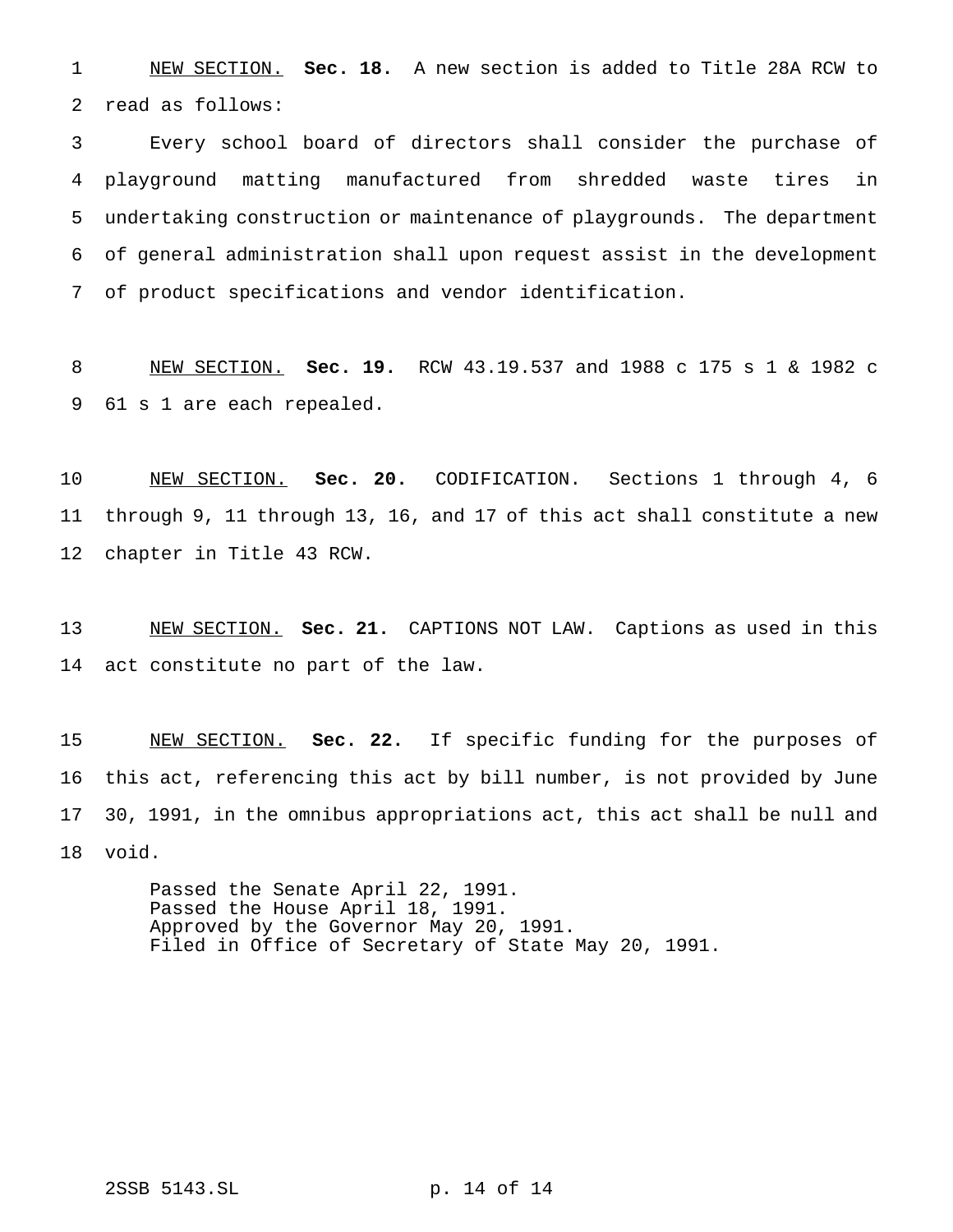NEW SECTION. **Sec. 18.** A new section is added to Title 28A RCW to read as follows:

Every school board of directors shall consider the purchase of playground matting manufactured from shredded waste tires in undertaking construction or maintenance of playgrounds. The department of general administration shall upon request assist in the development of product specifications and vendor identification.

NEW SECTION. **Sec. 19.** RCW 43.19.537 and 1988 c 175 s 1 & 1982 c 61 s 1 are each repealed.

NEW SECTION. **Sec. 20.** CODIFICATION. Sections 1 through 4, 6 through 9, 11 through 13, 16, and 17 of this act shall constitute a new chapter in Title 43 RCW.

NEW SECTION. **Sec. 21.** CAPTIONS NOT LAW. Captions as used in this act constitute no part of the law.

NEW SECTION. **Sec. 22.** If specific funding for the purposes of this act, referencing this act by bill number, is not provided by June 30, 1991, in the omnibus appropriations act, this act shall be null and void.

Passed the Senate April 22, 1991.
Passed the House April 18, 1991.
Approved by the Governor May 20, 1991.
Filed in Office of Secretary of State May 20, 1991.